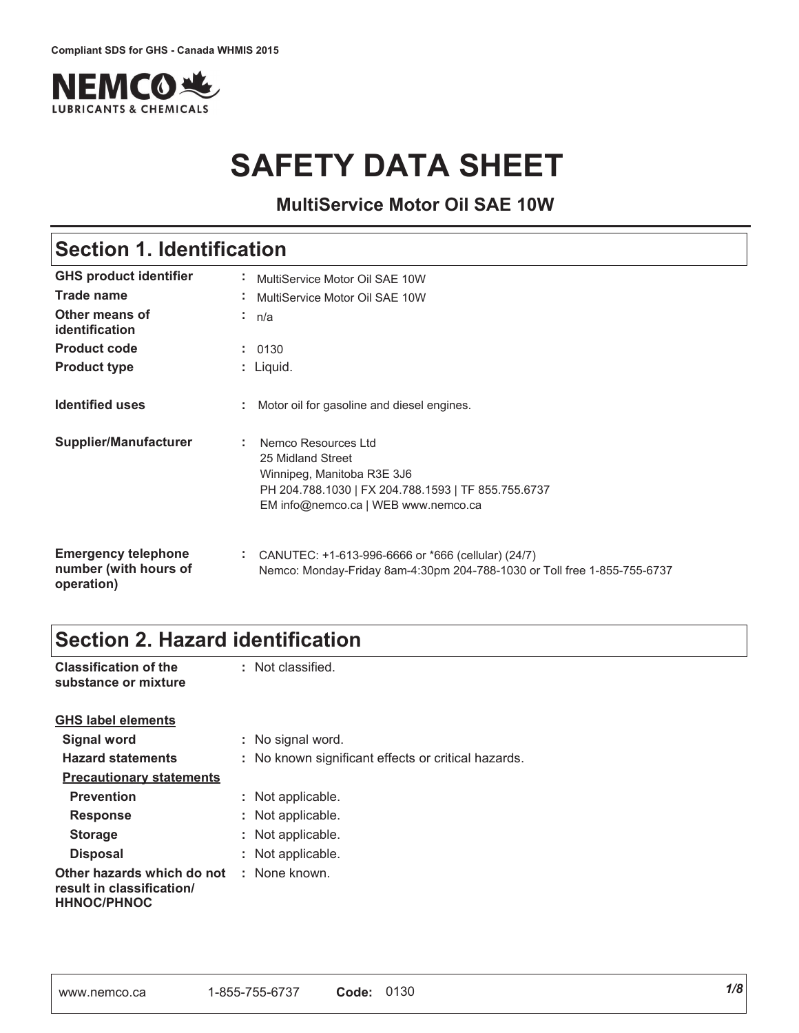Compliant SDS for GHS - Canada WHMIS 2015

NEMCO LUBRICANTS & CHEMICALS

# SAFETY DATA SHEET

**MultiService Motor Oil SAE 10W**

## Section 1. Identification

| | |
|---|---|
| **GHS product identifier** | : MultiService Motor Oil SAE 10W |
| **Trade name** | : MultiService Motor Oil SAE 10W |
| **Other means of identification** | : n/a |
| **Product code** | : 0130 |
| **Product type** | : Liquid. |
| **Identified uses** | : Motor oil for gasoline and diesel engines. |
| **Supplier/Manufacturer** | : Nemco Resources Ltd<br>25 Midland Street<br>Winnipeg, Manitoba R3E 3J6<br>PH 204.788.1030 \| FX 204.788.1593 \| TF 855.755.6737<br>EM info@nemco.ca \| WEB www.nemco.ca |
| **Emergency telephone number (with hours of operation)** | : CANUTEC: +1-613-996-6666 or *666 (cellular) (24/7)<br>Nemco: Monday-Friday 8am-4:30pm 204-788-1030 or Toll free 1-855-755-6737 |

## Section 2. Hazard identification

| | |
|---|---|
| **Classification of the substance or mixture** | : Not classified. |

**GHS label elements**

| | |
|---|---|
| **Signal word** | : No signal word. |
| **Hazard statements** | : No known significant effects or critical hazards. |

**Precautionary statements**

| | |
|---|---|
| **Prevention** | : Not applicable. |
| **Response** | : Not applicable. |
| **Storage** | : Not applicable. |
| **Disposal** | : Not applicable. |
| **Other hazards which do not result in classification/ HHNOC/PHNOC** | : None known. |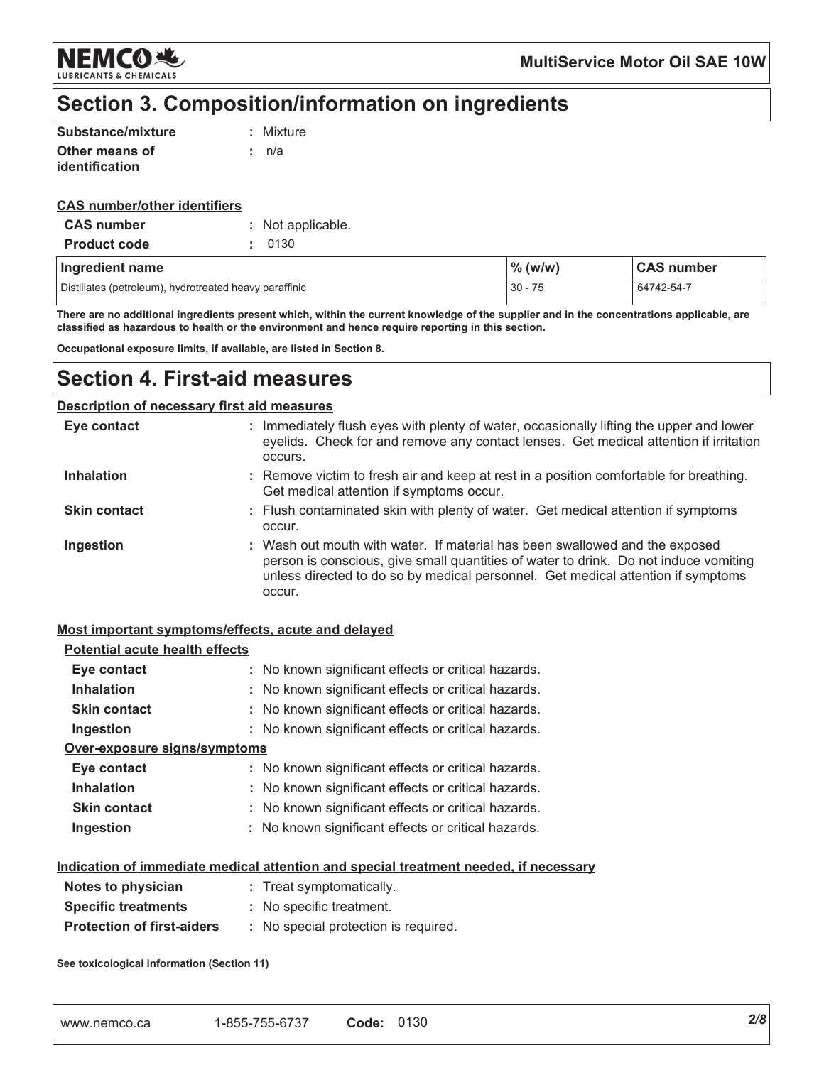## Section 3. Composition/information on ingredients

**Substance/mixture** : Mixture

**Other means of identification** : n/a

**CAS number/other identifiers**

**CAS number** : Not applicable.

**Product code** : 0130

| Ingredient name | % (w/w) | CAS number |
|---|---|---|
| Distillates (petroleum), hydrotreated heavy paraffinic | 30 - 75 | 64742-54-7 |

**There are no additional ingredients present which, within the current knowledge of the supplier and in the concentrations applicable, are classified as hazardous to health or the environment and hence require reporting in this section.**

**Occupational exposure limits, if available, are listed in Section 8.**

## Section 4. First-aid measures

**Description of necessary first aid measures**

**Eye contact** : Immediately flush eyes with plenty of water, occasionally lifting the upper and lower eyelids. Check for and remove any contact lenses. Get medical attention if irritation occurs.

**Inhalation** : Remove victim to fresh air and keep at rest in a position comfortable for breathing. Get medical attention if symptoms occur.

**Skin contact** : Flush contaminated skin with plenty of water. Get medical attention if symptoms occur.

**Ingestion** : Wash out mouth with water. If material has been swallowed and the exposed person is conscious, give small quantities of water to drink. Do not induce vomiting unless directed to do so by medical personnel. Get medical attention if symptoms occur.

**Most important symptoms/effects, acute and delayed**

**Potential acute health effects**

**Eye contact** : No known significant effects or critical hazards.

**Inhalation** : No known significant effects or critical hazards.

**Skin contact** : No known significant effects or critical hazards.

**Ingestion** : No known significant effects or critical hazards.

**Over-exposure signs/symptoms**

**Eye contact** : No known significant effects or critical hazards.

**Inhalation** : No known significant effects or critical hazards.

**Skin contact** : No known significant effects or critical hazards.

**Ingestion** : No known significant effects or critical hazards.

**Indication of immediate medical attention and special treatment needed, if necessary**

**Notes to physician** : Treat symptomatically.

**Specific treatments** : No specific treatment.

**Protection of first-aiders** : No special protection is required.

**See toxicological information (Section 11)**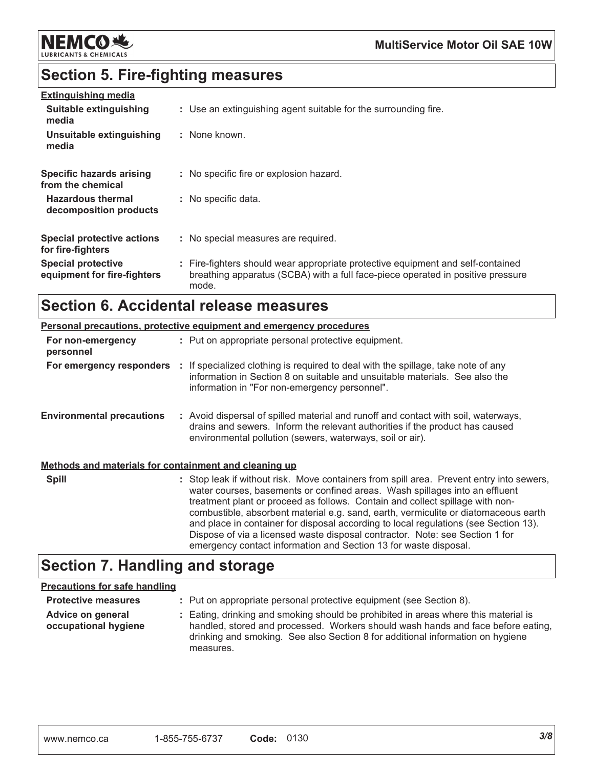## Section 5. Fire-fighting measures

**Extinguishing media**

| | |
|---|---|
| **Suitable extinguishing media** | : Use an extinguishing agent suitable for the surrounding fire. |
| **Unsuitable extinguishing media** | : None known. |
| **Specific hazards arising from the chemical** | : No specific fire or explosion hazard. |
| **Hazardous thermal decomposition products** | : No specific data. |
| **Special protective actions for fire-fighters** | : No special measures are required. |
| **Special protective equipment for fire-fighters** | : Fire-fighters should wear appropriate protective equipment and self-contained breathing apparatus (SCBA) with a full face-piece operated in positive pressure mode. |

## Section 6. Accidental release measures

**Personal precautions, protective equipment and emergency procedures**

| | |
|---|---|
| **For non-emergency personnel** | : Put on appropriate personal protective equipment. |
| **For emergency responders** | : If specialized clothing is required to deal with the spillage, take note of any information in Section 8 on suitable and unsuitable materials. See also the information in "For non-emergency personnel". |
| **Environmental precautions** | : Avoid dispersal of spilled material and runoff and contact with soil, waterways, drains and sewers. Inform the relevant authorities if the product has caused environmental pollution (sewers, waterways, soil or air). |

**Methods and materials for containment and cleaning up**

| | |
|---|---|
| **Spill** | : Stop leak if without risk. Move containers from spill area. Prevent entry into sewers, water courses, basements or confined areas. Wash spillages into an effluent treatment plant or proceed as follows. Contain and collect spillage with non-combustible, absorbent material e.g. sand, earth, vermiculite or diatomaceous earth and place in container for disposal according to local regulations (see Section 13). Dispose of via a licensed waste disposal contractor. Note: see Section 1 for emergency contact information and Section 13 for waste disposal. |

## Section 7. Handling and storage

**Precautions for safe handling**

| | |
|---|---|
| **Protective measures** | : Put on appropriate personal protective equipment (see Section 8). |
| **Advice on general occupational hygiene** | : Eating, drinking and smoking should be prohibited in areas where this material is handled, stored and processed. Workers should wash hands and face before eating, drinking and smoking. See also Section 8 for additional information on hygiene measures. |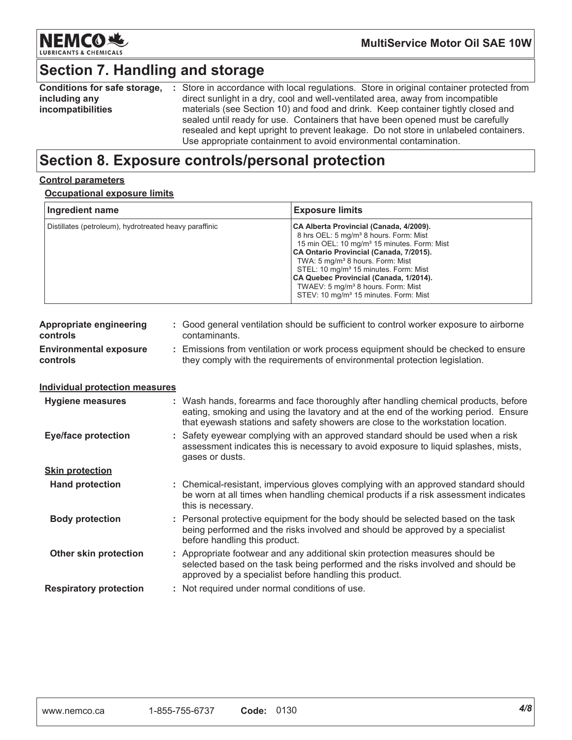## Section 7. Handling and storage

**Conditions for safe storage, including any incompatibilities** : Store in accordance with local regulations. Store in original container protected from direct sunlight in a dry, cool and well-ventilated area, away from incompatible materials (see Section 10) and food and drink. Keep container tightly closed and sealed until ready for use. Containers that have been opened must be carefully resealed and kept upright to prevent leakage. Do not store in unlabeled containers. Use appropriate containment to avoid environmental contamination.

## Section 8. Exposure controls/personal protection

### Control parameters

#### Occupational exposure limits

| Ingredient name | Exposure limits |
|---|---|
| Distillates (petroleum), hydrotreated heavy paraffinic | **CA Alberta Provincial (Canada, 4/2009).**<br>8 hrs OEL: 5 mg/m³ 8 hours. Form: Mist<br>15 min OEL: 10 mg/m³ 15 minutes. Form: Mist<br>**CA Ontario Provincial (Canada, 7/2015).**<br>TWA: 5 mg/m³ 8 hours. Form: Mist<br>STEL: 10 mg/m³ 15 minutes. Form: Mist<br>**CA Quebec Provincial (Canada, 1/2014).**<br>TWAEV: 5 mg/m³ 8 hours. Form: Mist<br>STEV: 10 mg/m³ 15 minutes. Form: Mist |

**Appropriate engineering controls** : Good general ventilation should be sufficient to control worker exposure to airborne contaminants.

**Environmental exposure controls** : Emissions from ventilation or work process equipment should be checked to ensure they comply with the requirements of environmental protection legislation.

### Individual protection measures

**Hygiene measures** : Wash hands, forearms and face thoroughly after handling chemical products, before eating, smoking and using the lavatory and at the end of the working period. Ensure that eyewash stations and safety showers are close to the workstation location.

**Eye/face protection** : Safety eyewear complying with an approved standard should be used when a risk assessment indicates this is necessary to avoid exposure to liquid splashes, mists, gases or dusts.

#### Skin protection

**Hand protection** : Chemical-resistant, impervious gloves complying with an approved standard should be worn at all times when handling chemical products if a risk assessment indicates this is necessary.

**Body protection** : Personal protective equipment for the body should be selected based on the task being performed and the risks involved and should be approved by a specialist before handling this product.

**Other skin protection** : Appropriate footwear and any additional skin protection measures should be selected based on the task being performed and the risks involved and should be approved by a specialist before handling this product.

**Respiratory protection** : Not required under normal conditions of use.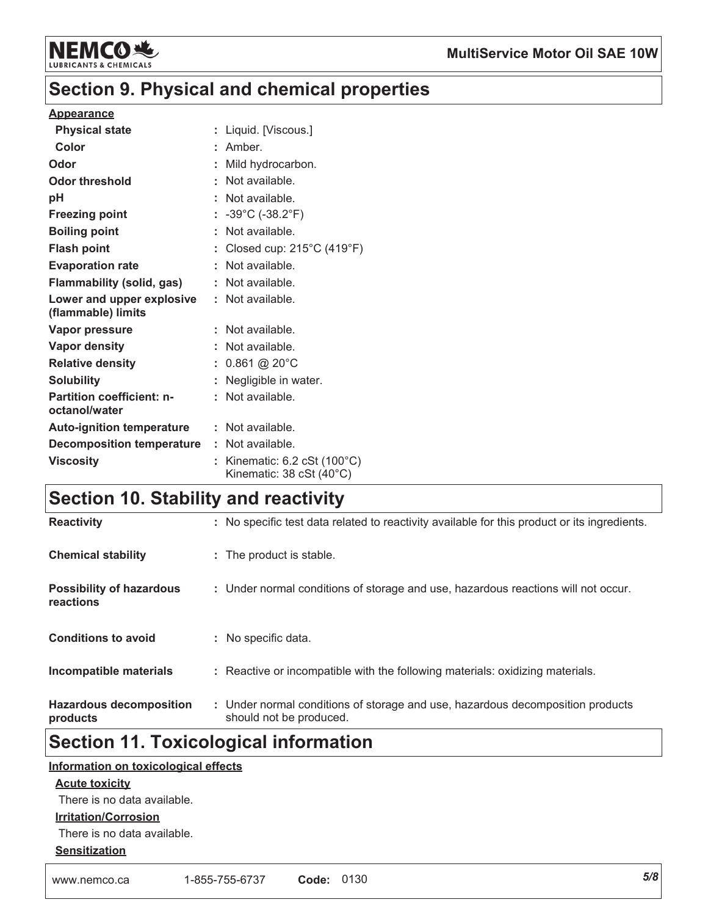## Section 9. Physical and chemical properties

**Appearance**

| | |
|---|---|
| **Physical state** | : Liquid. [Viscous.] |
| **Color** | : Amber. |
| **Odor** | : Mild hydrocarbon. |
| **Odor threshold** | : Not available. |
| **pH** | : Not available. |
| **Freezing point** | : -39°C (-38.2°F) |
| **Boiling point** | : Not available. |
| **Flash point** | : Closed cup: 215°C (419°F) |
| **Evaporation rate** | : Not available. |
| **Flammability (solid, gas)** | : Not available. |
| **Lower and upper explosive (flammable) limits** | : Not available. |
| **Vapor pressure** | : Not available. |
| **Vapor density** | : Not available. |
| **Relative density** | : 0.861 @ 20°C |
| **Solubility** | : Negligible in water. |
| **Partition coefficient: n-octanol/water** | : Not available. |
| **Auto-ignition temperature** | : Not available. |
| **Decomposition temperature** | : Not available. |
| **Viscosity** | : Kinematic: 6.2 cSt (100°C)<br>Kinematic: 38 cSt (40°C) |

## Section 10. Stability and reactivity

| | |
|---|---|
| **Reactivity** | : No specific test data related to reactivity available for this product or its ingredients. |
| **Chemical stability** | : The product is stable. |
| **Possibility of hazardous reactions** | : Under normal conditions of storage and use, hazardous reactions will not occur. |
| **Conditions to avoid** | : No specific data. |
| **Incompatible materials** | : Reactive or incompatible with the following materials: oxidizing materials. |
| **Hazardous decomposition products** | : Under normal conditions of storage and use, hazardous decomposition products should not be produced. |

## Section 11. Toxicological information

**Information on toxicological effects**

**Acute toxicity**

There is no data available.

**Irritation/Corrosion**

There is no data available.

**Sensitization**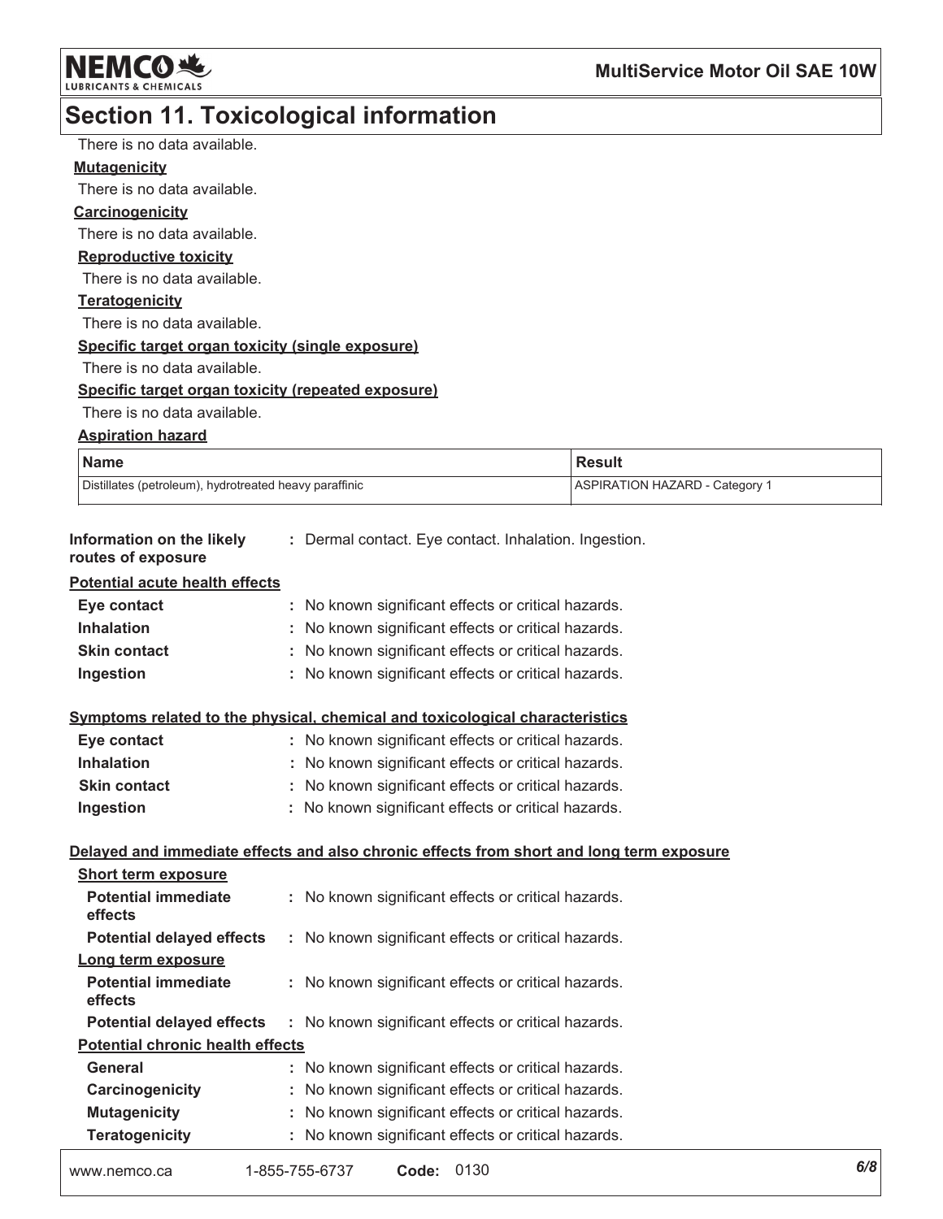## Section 11. Toxicological information

There is no data available.

**Mutagenicity**

There is no data available.

**Carcinogenicity**

There is no data available.

**Reproductive toxicity**

There is no data available.

**Teratogenicity**

There is no data available.

**Specific target organ toxicity (single exposure)**

There is no data available.

**Specific target organ toxicity (repeated exposure)**

There is no data available.

**Aspiration hazard**

| Name | Result |
|---|---|
| Distillates (petroleum), hydrotreated heavy paraffinic | ASPIRATION HAZARD - Category 1 |

**Information on the likely routes of exposure** : Dermal contact. Eye contact. Inhalation. Ingestion.

**Potential acute health effects**

- **Eye contact** : No known significant effects or critical hazards.
- **Inhalation** : No known significant effects or critical hazards.
- **Skin contact** : No known significant effects or critical hazards.
- **Ingestion** : No known significant effects or critical hazards.

**Symptoms related to the physical, chemical and toxicological characteristics**

- **Eye contact** : No known significant effects or critical hazards.
- **Inhalation** : No known significant effects or critical hazards.
- **Skin contact** : No known significant effects or critical hazards.
- **Ingestion** : No known significant effects or critical hazards.

**Delayed and immediate effects and also chronic effects from short and long term exposure**

**Short term exposure**

- **Potential immediate effects** : No known significant effects or critical hazards.
- **Potential delayed effects** : No known significant effects or critical hazards.

**Long term exposure**

- **Potential immediate effects** : No known significant effects or critical hazards.
- **Potential delayed effects** : No known significant effects or critical hazards.

**Potential chronic health effects**

- **General** : No known significant effects or critical hazards.
- **Carcinogenicity** : No known significant effects or critical hazards.
- **Mutagenicity** : No known significant effects or critical hazards.
- **Teratogenicity** : No known significant effects or critical hazards.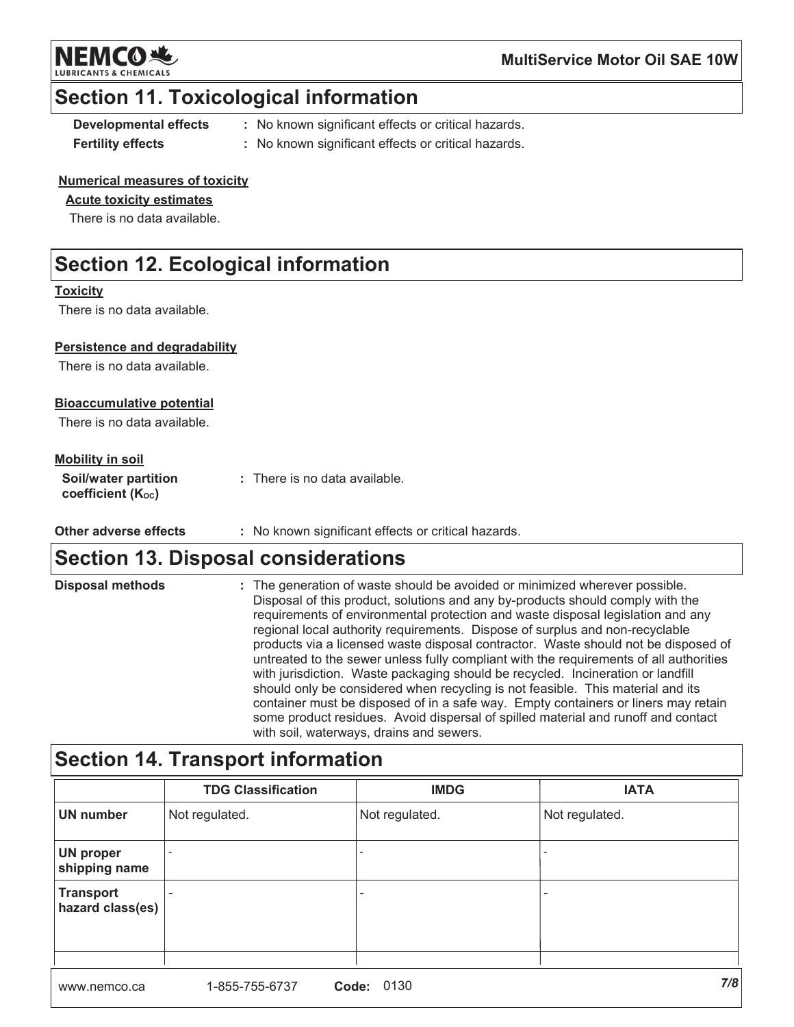## Section 11. Toxicological information

**Developmental effects** : No known significant effects or critical hazards.

**Fertility effects** : No known significant effects or critical hazards.

**Numerical measures of toxicity**

**Acute toxicity estimates**

There is no data available.

## Section 12. Ecological information

**Toxicity**

There is no data available.

**Persistence and degradability**

There is no data available.

**Bioaccumulative potential**

There is no data available.

**Mobility in soil**

**Soil/water partition coefficient ($K_{OC}$)** : There is no data available.

**Other adverse effects** : No known significant effects or critical hazards.

## Section 13. Disposal considerations

**Disposal methods** : The generation of waste should be avoided or minimized wherever possible. Disposal of this product, solutions and any by-products should comply with the requirements of environmental protection and waste disposal legislation and any regional local authority requirements. Dispose of surplus and non-recyclable products via a licensed waste disposal contractor. Waste should not be disposed of untreated to the sewer unless fully compliant with the requirements of all authorities with jurisdiction. Waste packaging should be recycled. Incineration or landfill should only be considered when recycling is not feasible. This material and its container must be disposed of in a safe way. Empty containers or liners may retain some product residues. Avoid dispersal of spilled material and runoff and contact with soil, waterways, drains and sewers.

## Section 14. Transport information

| | TDG Classification | IMDG | IATA |
|---|---|---|---|
| UN number | Not regulated. | Not regulated. | Not regulated. |
| UN proper shipping name | - | - | - |
| Transport hazard class(es) | - | - | - |
| | | | |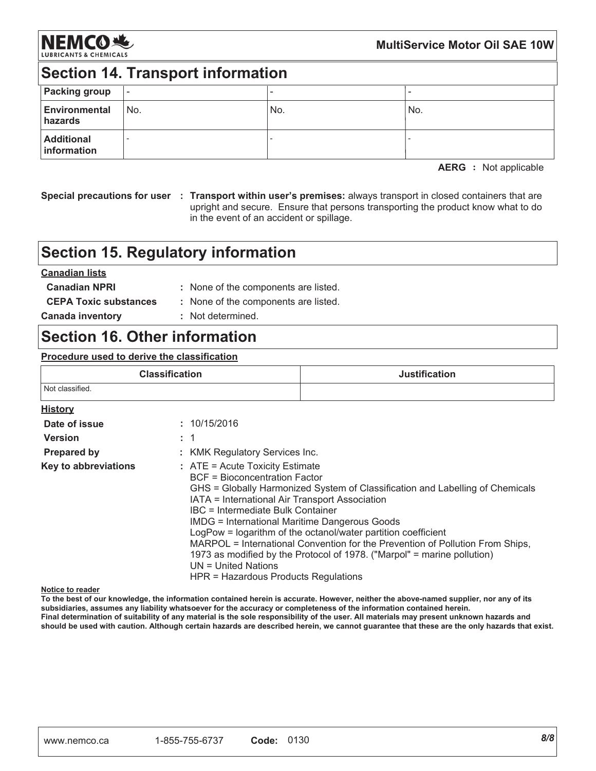## Section 14. Transport information

| | | | |
|---|---|---|---|
| **Packing group** | - | - | - |
| **Environmental hazards** | No. | No. | No. |
| **Additional information** | - | - | - |

**AERG :** Not applicable

**Special precautions for user :** **Transport within user's premises:** always transport in closed containers that are upright and secure. Ensure that persons transporting the product know what to do in the event of an accident or spillage.

## Section 15. Regulatory information

**Canadian lists**

**Canadian NPRI** : None of the components are listed.

**CEPA Toxic substances** : None of the components are listed.

**Canada inventory** : Not determined.

## Section 16. Other information

**Procedure used to derive the classification**

| Classification | Justification |
|---|---|
| Not classified. | |

**History**

**Date of issue** : 10/15/2016

**Version** : 1

**Prepared by** : KMK Regulatory Services Inc.

**Key to abbreviations** : ATE = Acute Toxicity Estimate
BCF = Bioconcentration Factor
GHS = Globally Harmonized System of Classification and Labelling of Chemicals
IATA = International Air Transport Association
IBC = Intermediate Bulk Container
IMDG = International Maritime Dangerous Goods
LogPow = logarithm of the octanol/water partition coefficient
MARPOL = International Convention for the Prevention of Pollution From Ships, 1973 as modified by the Protocol of 1978. ("Marpol" = marine pollution)
UN = United Nations
HPR = Hazardous Products Regulations

**Notice to reader**

**To the best of our knowledge, the information contained herein is accurate. However, neither the above-named supplier, nor any of its subsidiaries, assumes any liability whatsoever for the accuracy or completeness of the information contained herein.**
**Final determination of suitability of any material is the sole responsibility of the user. All materials may present unknown hazards and should be used with caution. Although certain hazards are described herein, we cannot guarantee that these are the only hazards that exist.**